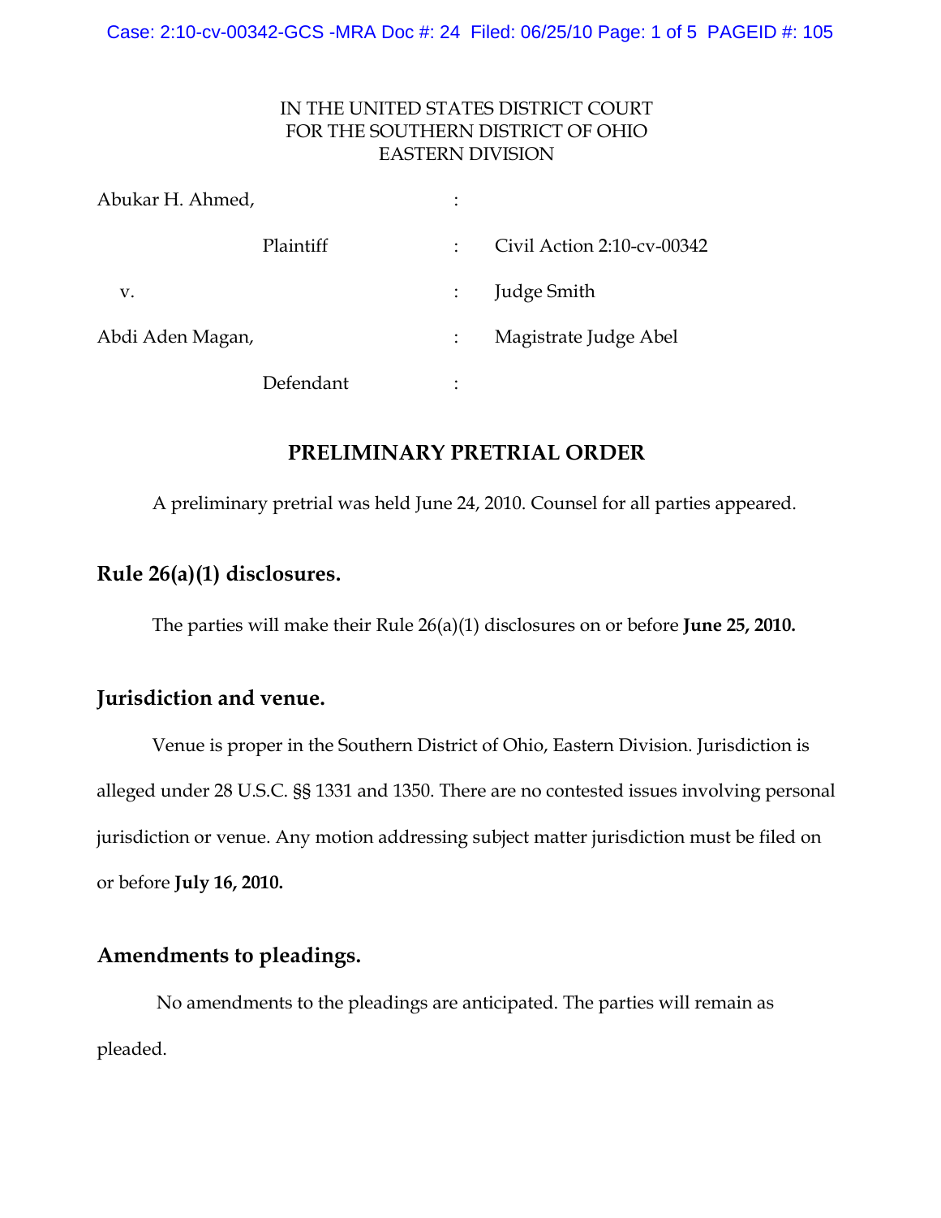IN THE UNITED STATES DISTRICT COURT
FOR THE SOUTHERN DISTRICT OF OHIO
EASTERN DIVISION

Abukar H. Ahmed, :

Plaintiff : Civil Action 2:10-cv-00342

v. : Judge Smith

Abdi Aden Magan, : Magistrate Judge Abel

Defendant :

## PRELIMINARY PRETRIAL ORDER

A preliminary pretrial was held June 24, 2010. Counsel for all parties appeared.

### Rule 26(a)(1) disclosures.

The parties will make their Rule 26(a)(1) disclosures on or before **June 25, 2010.**

### Jurisdiction and venue.

Venue is proper in the Southern District of Ohio, Eastern Division. Jurisdiction is alleged under 28 U.S.C. §§ 1331 and 1350. There are no contested issues involving personal jurisdiction or venue. Any motion addressing subject matter jurisdiction must be filed on or before **July 16, 2010.**

### Amendments to pleadings.

No amendments to the pleadings are anticipated. The parties will remain as pleaded.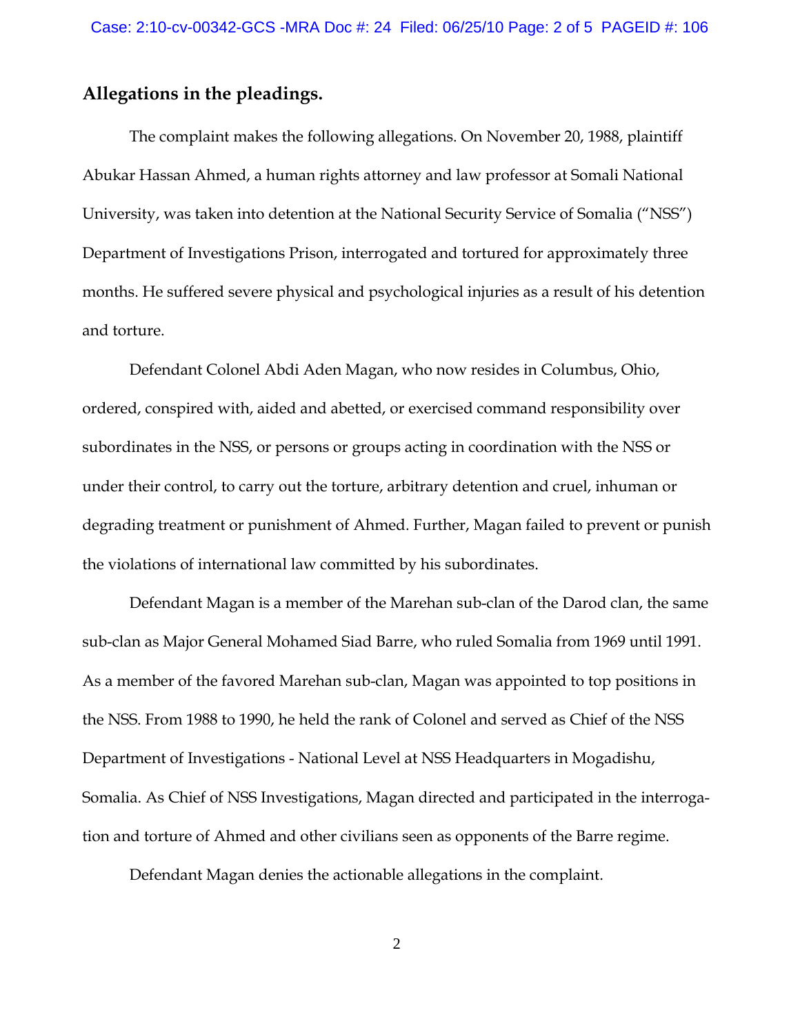**Allegations in the pleadings.**

The complaint makes the following allegations. On November 20, 1988, plaintiff Abukar Hassan Ahmed, a human rights attorney and law professor at Somali National University, was taken into detention at the National Security Service of Somalia ("NSS") Department of Investigations Prison, interrogated and tortured for approximately three months. He suffered severe physical and psychological injuries as a result of his detention and torture.

Defendant Colonel Abdi Aden Magan, who now resides in Columbus, Ohio, ordered, conspired with, aided and abetted, or exercised command responsibility over subordinates in the NSS, or persons or groups acting in coordination with the NSS or under their control, to carry out the torture, arbitrary detention and cruel, inhuman or degrading treatment or punishment of Ahmed. Further, Magan failed to prevent or punish the violations of international law committed by his subordinates.

Defendant Magan is a member of the Marehan sub-clan of the Darod clan, the same sub-clan as Major General Mohamed Siad Barre, who ruled Somalia from 1969 until 1991. As a member of the favored Marehan sub-clan, Magan was appointed to top positions in the NSS. From 1988 to 1990, he held the rank of Colonel and served as Chief of the NSS Department of Investigations - National Level at NSS Headquarters in Mogadishu, Somalia. As Chief of NSS Investigations, Magan directed and participated in the interrogation and torture of Ahmed and other civilians seen as opponents of the Barre regime.

Defendant Magan denies the actionable allegations in the complaint.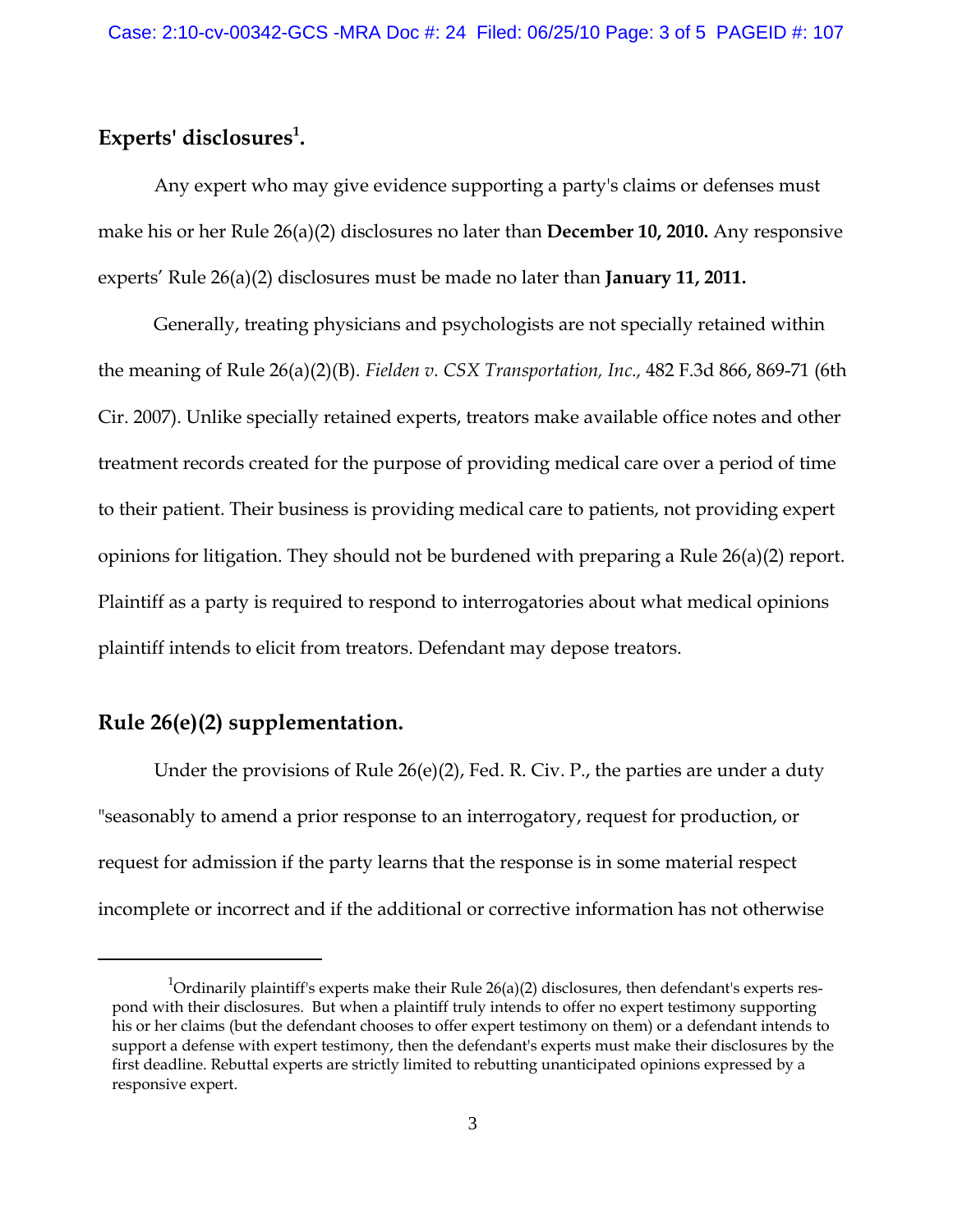## Experts' disclosures[1].

Any expert who may give evidence supporting a party's claims or defenses must make his or her Rule 26(a)(2) disclosures no later than **December 10, 2010.** Any responsive experts' Rule 26(a)(2) disclosures must be made no later than **January 11, 2011.**

Generally, treating physicians and psychologists are not specially retained within the meaning of Rule 26(a)(2)(B). *Fielden v. CSX Transportation, Inc.,* 482 F.3d 866, 869-71 (6th Cir. 2007). Unlike specially retained experts, treators make available office notes and other treatment records created for the purpose of providing medical care over a period of time to their patient. Their business is providing medical care to patients, not providing expert opinions for litigation. They should not be burdened with preparing a Rule 26(a)(2) report. Plaintiff as a party is required to respond to interrogatories about what medical opinions plaintiff intends to elicit from treators. Defendant may depose treators.

## Rule 26(e)(2) supplementation.

Under the provisions of Rule 26(e)(2), Fed. R. Civ. P., the parties are under a duty "seasonably to amend a prior response to an interrogatory, request for production, or request for admission if the party learns that the response is in some material respect incomplete or incorrect and if the additional or corrective information has not otherwise

---

[1] Ordinarily plaintiff's experts make their Rule 26(a)(2) disclosures, then defendant's experts respond with their disclosures. But when a plaintiff truly intends to offer no expert testimony supporting his or her claims (but the defendant chooses to offer expert testimony on them) or a defendant intends to support a defense with expert testimony, then the defendant's experts must make their disclosures by the first deadline. Rebuttal experts are strictly limited to rebutting unanticipated opinions expressed by a responsive expert.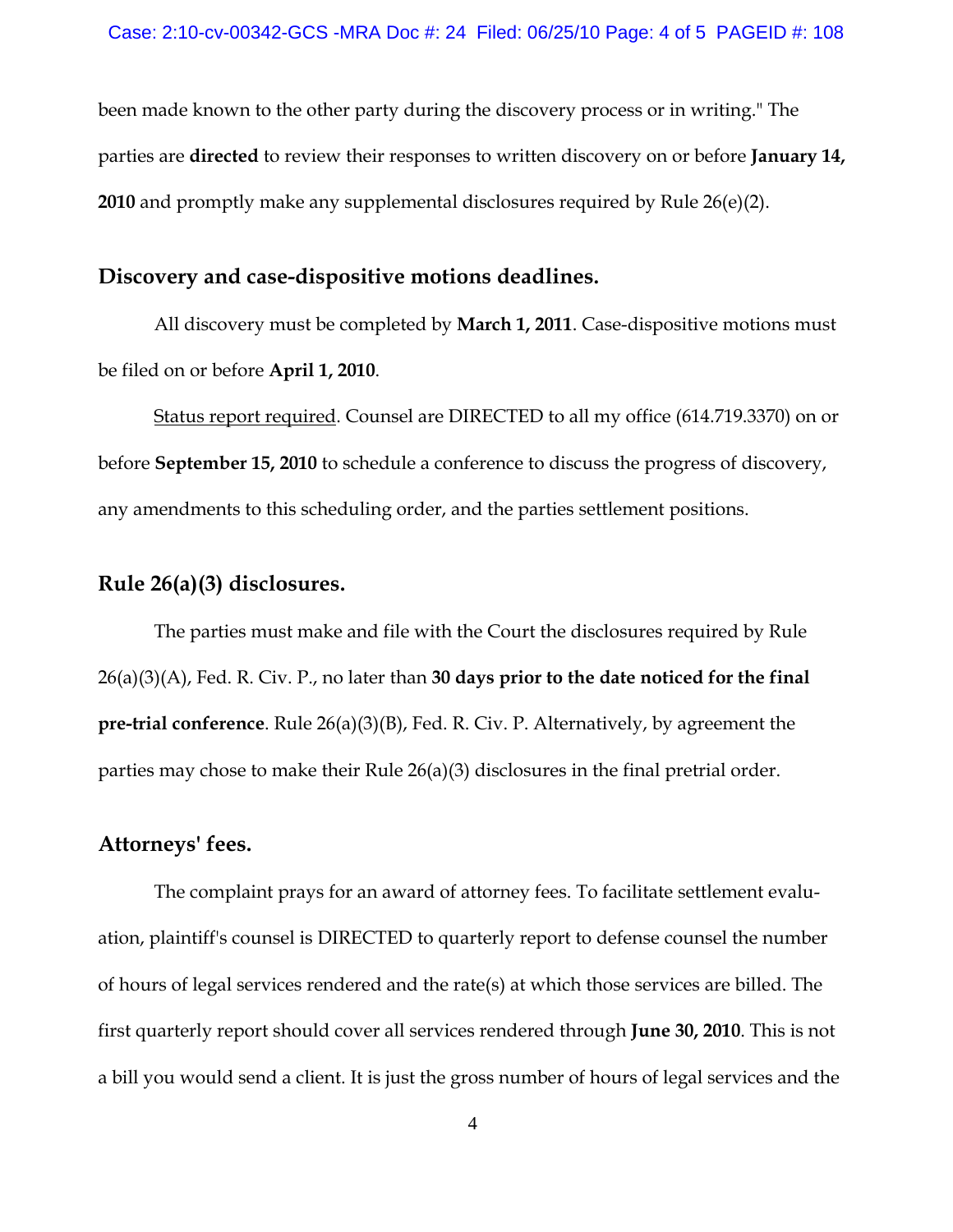been made known to the other party during the discovery process or in writing." The parties are **directed** to review their responses to written discovery on or before **January 14, 2010** and promptly make any supplemental disclosures required by Rule 26(e)(2).

## Discovery and case-dispositive motions deadlines.

All discovery must be completed by **March 1, 2011**. Case-dispositive motions must be filed on or before **April 1, 2010**.

<u>Status report required</u>. Counsel are DIRECTED to all my office (614.719.3370) on or before **September 15, 2010** to schedule a conference to discuss the progress of discovery, any amendments to this scheduling order, and the parties settlement positions.

## Rule 26(a)(3) disclosures.

The parties must make and file with the Court the disclosures required by Rule 26(a)(3)(A), Fed. R. Civ. P., no later than **30 days prior to the date noticed for the final pre-trial conference**. Rule 26(a)(3)(B), Fed. R. Civ. P. Alternatively, by agreement the parties may chose to make their Rule 26(a)(3) disclosures in the final pretrial order.

## Attorneys' fees.

The complaint prays for an award of attorney fees. To facilitate settlement evaluation, plaintiff's counsel is DIRECTED to quarterly report to defense counsel the number of hours of legal services rendered and the rate(s) at which those services are billed. The first quarterly report should cover all services rendered through **June 30, 2010**. This is not a bill you would send a client. It is just the gross number of hours of legal services and the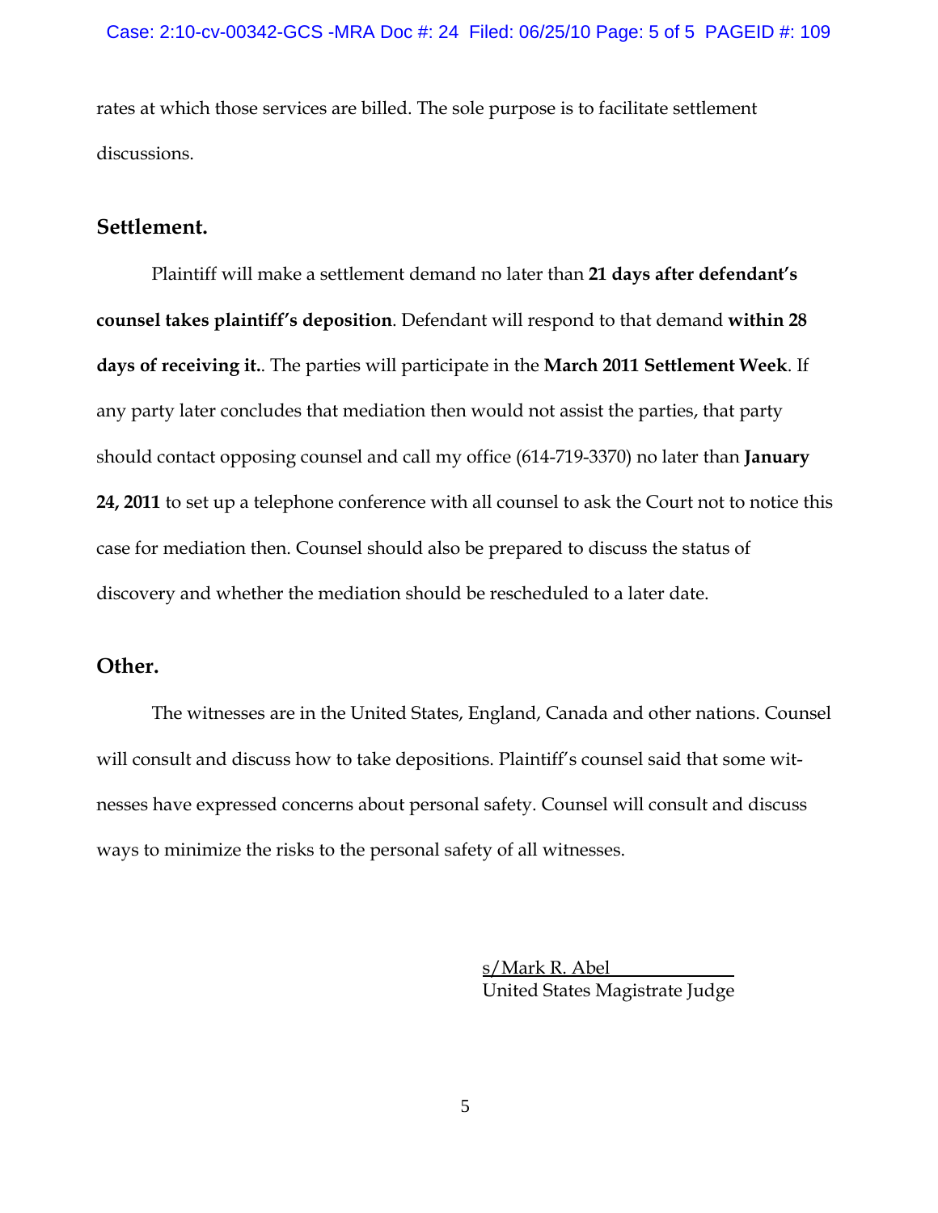rates at which those services are billed. The sole purpose is to facilitate settlement discussions.

## Settlement.

Plaintiff will make a settlement demand no later than **21 days after defendant's counsel takes plaintiff's deposition**. Defendant will respond to that demand **within 28 days of receiving it.**. The parties will participate in the **March 2011 Settlement Week**. If any party later concludes that mediation then would not assist the parties, that party should contact opposing counsel and call my office (614-719-3370) no later than **January 24, 2011** to set up a telephone conference with all counsel to ask the Court not to notice this case for mediation then. Counsel should also be prepared to discuss the status of discovery and whether the mediation should be rescheduled to a later date.

## Other.

The witnesses are in the United States, England, Canada and other nations. Counsel will consult and discuss how to take depositions. Plaintiff's counsel said that some witnesses have expressed concerns about personal safety. Counsel will consult and discuss ways to minimize the risks to the personal safety of all witnesses.

s/Mark R. Abel
United States Magistrate Judge